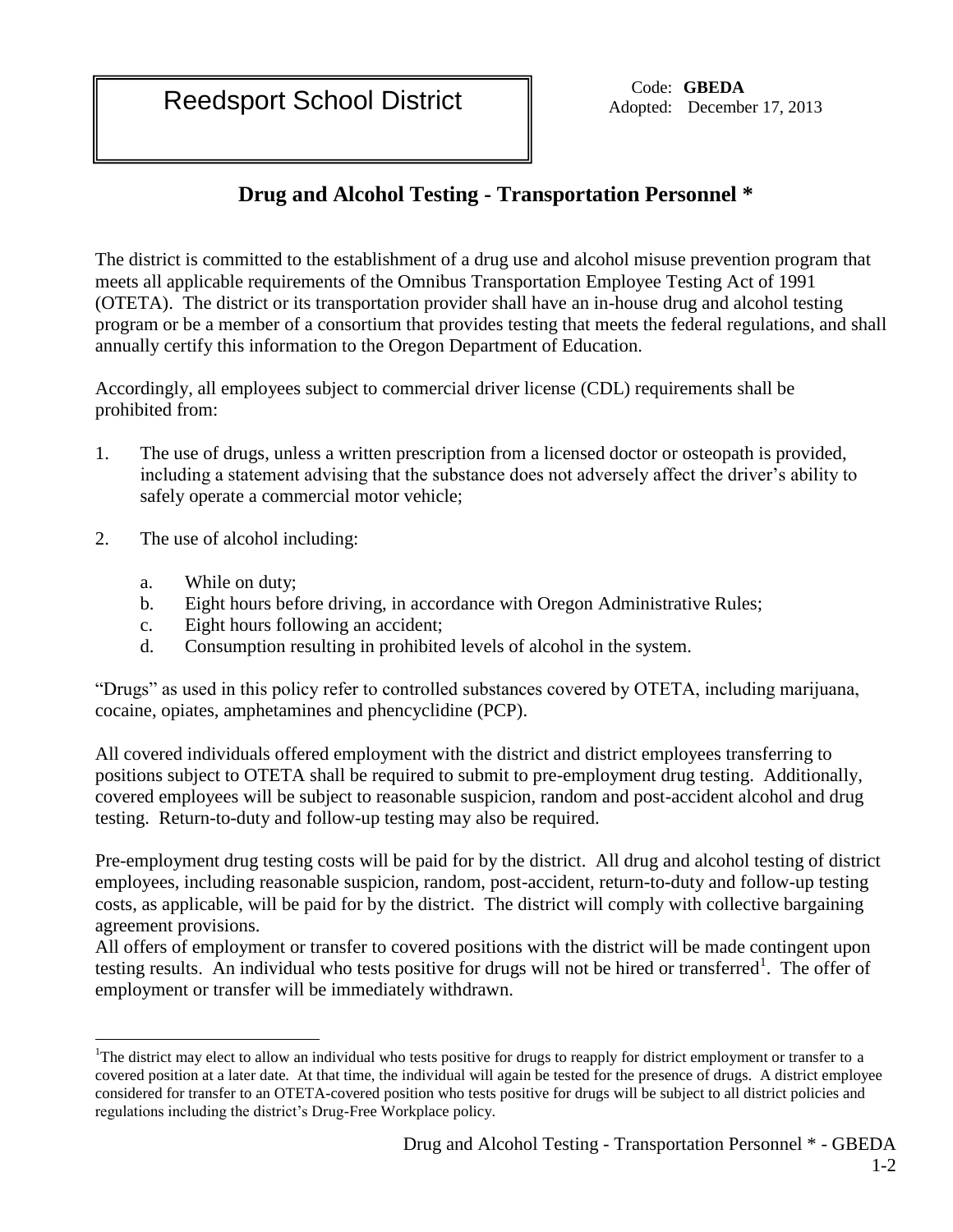Reedsport School District

Code: **GBEDA**
Adopted: December 17, 2013

## Drug and Alcohol Testing - Transportation Personnel *

The district is committed to the establishment of a drug use and alcohol misuse prevention program that meets all applicable requirements of the Omnibus Transportation Employee Testing Act of 1991 (OTETA). The district or its transportation provider shall have an in-house drug and alcohol testing program or be a member of a consortium that provides testing that meets the federal regulations, and shall annually certify this information to the Oregon Department of Education.

Accordingly, all employees subject to commercial driver license (CDL) requirements shall be prohibited from:

1. The use of drugs, unless a written prescription from a licensed doctor or osteopath is provided, including a statement advising that the substance does not adversely affect the driver's ability to safely operate a commercial motor vehicle;

2. The use of alcohol including:

   a. While on duty;
   b. Eight hours before driving, in accordance with Oregon Administrative Rules;
   c. Eight hours following an accident;
   d. Consumption resulting in prohibited levels of alcohol in the system.

"Drugs" as used in this policy refer to controlled substances covered by OTETA, including marijuana, cocaine, opiates, amphetamines and phencyclidine (PCP).

All covered individuals offered employment with the district and district employees transferring to positions subject to OTETA shall be required to submit to pre-employment drug testing. Additionally, covered employees will be subject to reasonable suspicion, random and post-accident alcohol and drug testing. Return-to-duty and follow-up testing may also be required.

Pre-employment drug testing costs will be paid for by the district. All drug and alcohol testing of district employees, including reasonable suspicion, random, post-accident, return-to-duty and follow-up testing costs, as applicable, will be paid for by the district. The district will comply with collective bargaining agreement provisions.
All offers of employment or transfer to covered positions with the district will be made contingent upon testing results. An individual who tests positive for drugs will not be hired or transferred[1]. The offer of employment or transfer will be immediately withdrawn.

[1]The district may elect to allow an individual who tests positive for drugs to reapply for district employment or transfer to a covered position at a later date. At that time, the individual will again be tested for the presence of drugs. A district employee considered for transfer to an OTETA-covered position who tests positive for drugs will be subject to all district policies and regulations including the district's Drug-Free Workplace policy.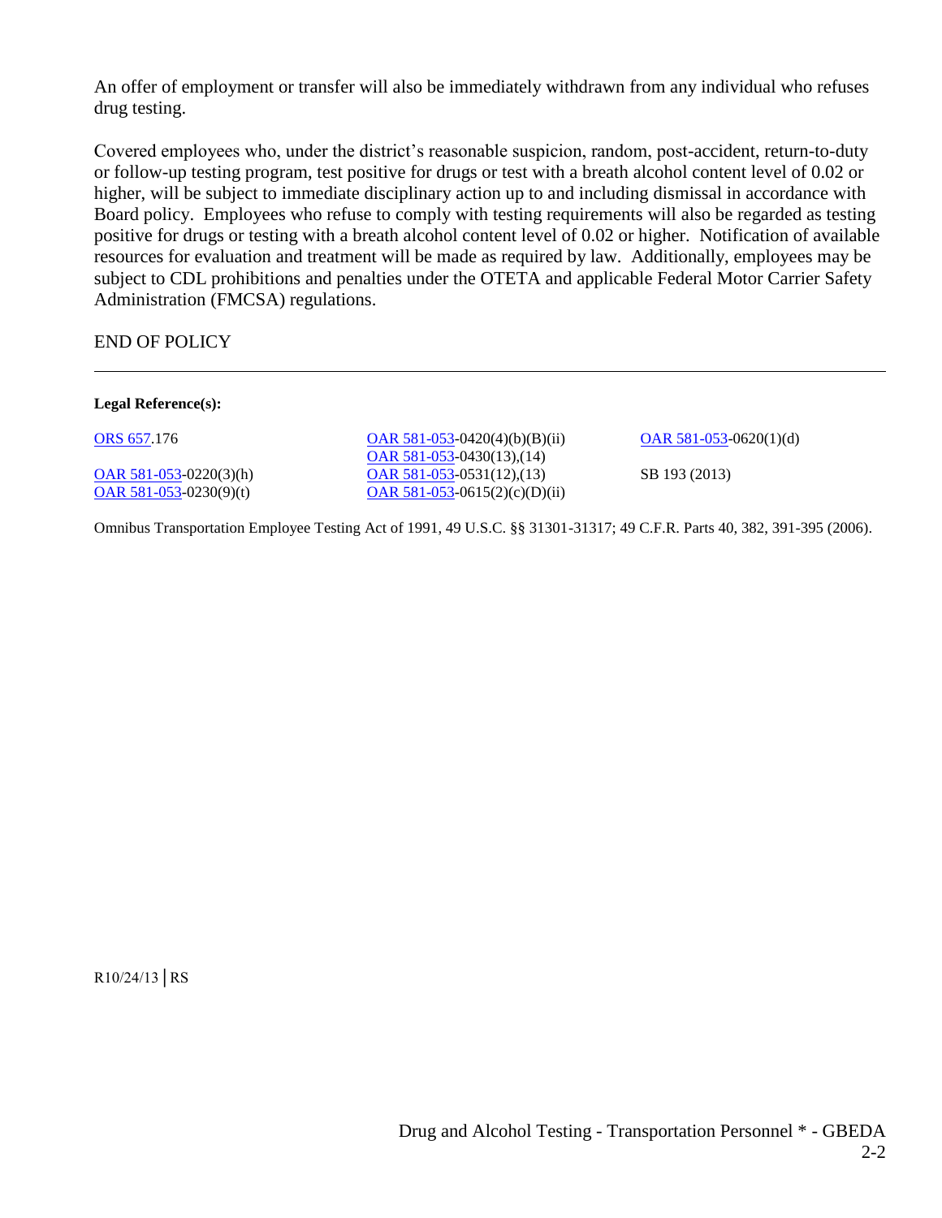An offer of employment or transfer will also be immediately withdrawn from any individual who refuses drug testing.

Covered employees who, under the district's reasonable suspicion, random, post-accident, return-to-duty or follow-up testing program, test positive for drugs or test with a breath alcohol content level of 0.02 or higher, will be subject to immediate disciplinary action up to and including dismissal in accordance with Board policy. Employees who refuse to comply with testing requirements will also be regarded as testing positive for drugs or testing with a breath alcohol content level of 0.02 or higher. Notification of available resources for evaluation and treatment will be made as required by law. Additionally, employees may be subject to CDL prohibitions and penalties under the OTETA and applicable Federal Motor Carrier Safety Administration (FMCSA) regulations.

END OF POLICY

---

**Legal Reference(s):**

| | | |
|---|---|---|
| ORS 657.176 | OAR 581-053-0420(4)(b)(B)(ii) | OAR 581-053-0620(1)(d) |
| | OAR 581-053-0430(13),(14) | |
| OAR 581-053-0220(3)(h) | OAR 581-053-0531(12),(13) | SB 193 (2013) |
| OAR 581-053-0230(9)(t) | OAR 581-053-0615(2)(c)(D)(ii) | |

Omnibus Transportation Employee Testing Act of 1991, 49 U.S.C. §§ 31301-31317; 49 C.F.R. Parts 40, 382, 391-395 (2006).

R10/24/13│RS

Drug and Alcohol Testing - Transportation Personnel * - GBEDA